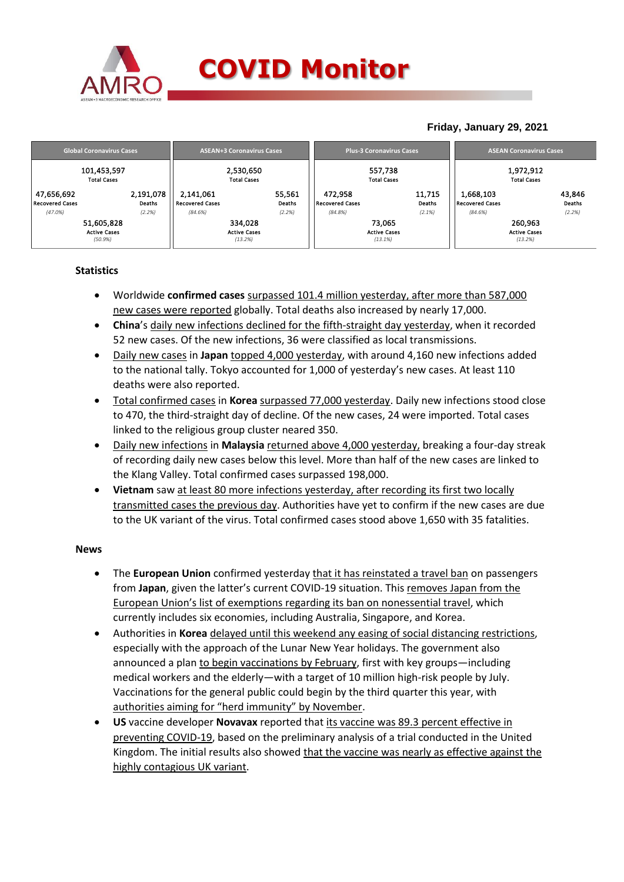# COVID Monitor

**Friday, January 29, 2021**

| Global Coronavirus Cases | | ASEAN+3 Coronavirus Cases | | Plus-3 Coronavirus Cases | | ASEAN Coronavirus Cases | |
|---|---|---|---|---|---|---|---|
| 101,453,597 Total Cases | | 2,530,650 Total Cases | | 557,738 Total Cases | | 1,972,912 Total Cases | |
| 47,656,692 Recovered Cases (47.0%) | 2,191,078 Deaths (2.2%) | 2,141,061 Recovered Cases (84.6%) | 55,561 Deaths (2.2%) | 472,958 Recovered Cases (84.8%) | 11,715 Deaths (2.1%) | 1,668,103 Recovered Cases (84.6%) | 43,846 Deaths (2.2%) |
| 51,605,828 Active Cases (50.9%) | | 334,028 Active Cases (13.2%) | | 73,065 Active Cases (13.1%) | | 260,963 Active Cases (13.2%) | |

## Statistics

- Worldwide **confirmed cases** surpassed 101.4 million yesterday, after more than 587,000 new cases were reported globally. Total deaths also increased by nearly 17,000.
- **China**'s daily new infections declined for the fifth-straight day yesterday, when it recorded 52 new cases. Of the new infections, 36 were classified as local transmissions.
- Daily new cases in **Japan** topped 4,000 yesterday, with around 4,160 new infections added to the national tally. Tokyo accounted for 1,000 of yesterday's new cases. At least 110 deaths were also reported.
- Total confirmed cases in **Korea** surpassed 77,000 yesterday. Daily new infections stood close to 470, the third-straight day of decline. Of the new cases, 24 were imported. Total cases linked to the religious group cluster neared 350.
- Daily new infections in **Malaysia** returned above 4,000 yesterday, breaking a four-day streak of recording daily new cases below this level. More than half of the new cases are linked to the Klang Valley. Total confirmed cases surpassed 198,000.
- **Vietnam** saw at least 80 more infections yesterday, after recording its first two locally transmitted cases the previous day. Authorities have yet to confirm if the new cases are due to the UK variant of the virus. Total confirmed cases stood above 1,650 with 35 fatalities.

## News

- The **European Union** confirmed yesterday that it has reinstated a travel ban on passengers from **Japan**, given the latter's current COVID-19 situation. This removes Japan from the European Union's list of exemptions regarding its ban on nonessential travel, which currently includes six economies, including Australia, Singapore, and Korea.
- Authorities in **Korea** delayed until this weekend any easing of social distancing restrictions, especially with the approach of the Lunar New Year holidays. The government also announced a plan to begin vaccinations by February, first with key groups—including medical workers and the elderly—with a target of 10 million high-risk people by July. Vaccinations for the general public could begin by the third quarter this year, with authorities aiming for "herd immunity" by November.
- **US** vaccine developer **Novavax** reported that its vaccine was 89.3 percent effective in preventing COVID-19, based on the preliminary analysis of a trial conducted in the United Kingdom. The initial results also showed that the vaccine was nearly as effective against the highly contagious UK variant.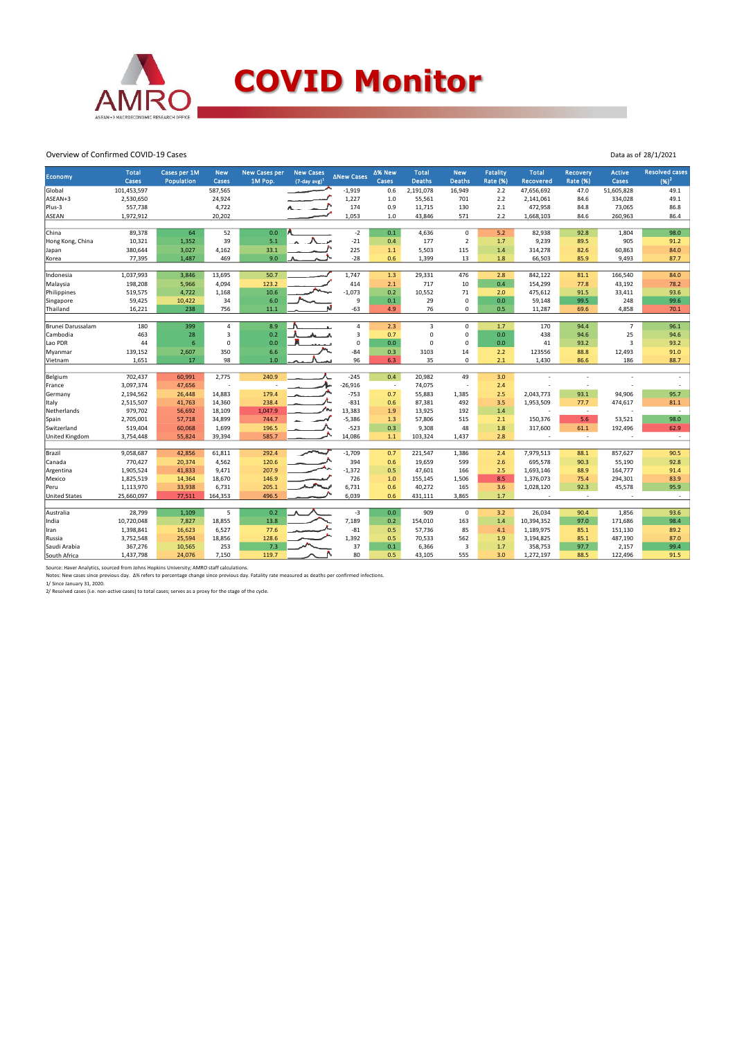# COVID Monitor

Overview of Confirmed COVID-19 Cases

Data as of 28/1/2021

| Economy | Total Cases | Cases per 1M Population | New Cases | New Cases per 1M Pop. | New Cases (7-day avg)[1] | ∆New Cases | ∆% New Cases | Total Deaths | New Deaths | Fatality Rate (%) | Total Recovered | Recovery Rate (%) | Active Cases | Resolved cases (%)[2] |
|---|---|---|---|---|---|---|---|---|---|---|---|---|---|---|
| Global | 101,453,597 | | 587,565 | | | -1,919 | 0.6 | 2,191,078 | 16,949 | 2.2 | 47,656,692 | 47.0 | 51,605,828 | 49.1 |
| ASEAN+3 | 2,530,650 | | 24,924 | | | 1,227 | 1.0 | 55,561 | 701 | 2.2 | 2,141,061 | 84.6 | 334,028 | 49.1 |
| Plus-3 | 557,738 | | 4,722 | | | 174 | 0.9 | 11,715 | 130 | 2.1 | 472,958 | 84.8 | 73,065 | 86.8 |
| ASEAN | 1,972,912 | | 20,202 | | | 1,053 | 1.0 | 43,846 | 571 | 2.2 | 1,668,103 | 84.6 | 260,963 | 86.4 |
| | | | | | | | | | | | | | | |
| China | 89,378 | 64 | 52 | 0.0 | | -2 | 0.1 | 4,636 | 0 | 5.2 | 82,938 | 92.8 | 1,804 | 98.0 |
| Hong Kong, China | 10,321 | 1,352 | 39 | 5.1 | | -21 | 0.4 | 177 | 2 | 1.7 | 9,239 | 89.5 | 905 | 91.2 |
| Japan | 380,644 | 3,027 | 4,162 | 33.1 | | 225 | 1.1 | 5,503 | 115 | 1.4 | 314,278 | 82.6 | 60,863 | 84.0 |
| Korea | 77,395 | 1,487 | 469 | 9.0 | | -28 | 0.6 | 1,399 | 13 | 1.8 | 66,503 | 85.9 | 9,493 | 87.7 |
| | | | | | | | | | | | | | | |
| Indonesia | 1,037,993 | 3,846 | 13,695 | 50.7 | | 1,747 | 1.3 | 29,331 | 476 | 2.8 | 842,122 | 81.1 | 166,540 | 84.0 |
| Malaysia | 198,208 | 5,966 | 4,094 | 123.2 | | 414 | 2.1 | 717 | 10 | 0.4 | 154,299 | 77.8 | 43,192 | 78.2 |
| Philippines | 519,575 | 4,722 | 1,168 | 10.6 | | -1,073 | 0.2 | 10,552 | 71 | 2.0 | 475,612 | 91.5 | 33,411 | 93.6 |
| Singapore | 59,425 | 10,422 | 34 | 6.0 | | 9 | 0.1 | 29 | 0 | 0.0 | 59,148 | 99.5 | 248 | 99.6 |
| Thailand | 16,221 | 238 | 756 | 11.1 | | -63 | 4.9 | 76 | 0 | 0.5 | 11,287 | 69.6 | 4,858 | 70.1 |
| | | | | | | | | | | | | | | |
| Brunei Darussalam | 180 | 399 | 4 | 8.9 | | 4 | 2.3 | 3 | 0 | 1.7 | 170 | 94.4 | 7 | 96.1 |
| Cambodia | 463 | 28 | 3 | 0.2 | | 3 | 0.7 | 0 | 0 | 0.0 | 438 | 94.6 | 25 | 94.6 |
| Lao PDR | 44 | 6 | 0 | 0.0 | | 0 | 0.0 | 0 | 0 | 0.0 | 41 | 93.2 | 3 | 93.2 |
| Myanmar | 139,152 | 2,607 | 350 | 6.6 | | -84 | 0.3 | 3103 | 14 | 2.2 | 123556 | 88.8 | 12,493 | 91.0 |
| Vietnam | 1,651 | 17 | 98 | 1.0 | | 96 | 6.3 | 35 | 0 | 2.1 | 1,430 | 86.6 | 186 | 88.7 |
| | | | | | | | | | | | | | | |
| Belgium | 702,437 | 60,991 | 2,775 | 240.9 | | -245 | 0.4 | 20,982 | 49 | 3.0 | - | - | - | - |
| France | 3,097,374 | 47,656 | - | - | | -26,916 | - | 74,075 | - | 2.4 | - | - | - | - |
| Germany | 2,194,562 | 26,448 | 14,883 | 179.4 | | -753 | 0.7 | 55,883 | 1,385 | 2.5 | 2,043,773 | 93.1 | 94,906 | 95.7 |
| Italy | 2,515,507 | 41,763 | 14,360 | 238.4 | | -831 | 0.6 | 87,381 | 492 | 3.5 | 1,953,509 | 77.7 | 474,617 | 81.1 |
| Netherlands | 979,702 | 56,692 | 18,109 | 1,047.9 | | 13,383 | 1.9 | 13,925 | 192 | 1.4 | - | - | - | - |
| Spain | 2,705,001 | 57,718 | 34,899 | 744.7 | | -5,386 | 1.3 | 57,806 | 515 | 2.1 | 150,376 | 5.6 | 53,521 | 98.0 |
| Switzerland | 519,404 | 60,068 | 1,699 | 196.5 | | -523 | 0.3 | 9,308 | 48 | 1.8 | 317,600 | 61.1 | 192,496 | 62.9 |
| United Kingdom | 3,754,448 | 55,824 | 39,394 | 585.7 | | 14,086 | 1.1 | 103,324 | 1,437 | 2.8 | - | - | - | - |
| | | | | | | | | | | | | | | |
| Brazil | 9,058,687 | 42,856 | 61,811 | 292.4 | | -1,709 | 0.7 | 221,547 | 1,386 | 2.4 | 7,979,513 | 88.1 | 857,627 | 90.5 |
| Canada | 770,427 | 20,374 | 4,562 | 120.6 | | 394 | 0.6 | 19,659 | 599 | 2.6 | 695,578 | 90.3 | 55,190 | 92.8 |
| Argentina | 1,905,524 | 41,833 | 9,471 | 207.9 | | -1,372 | 0.5 | 47,601 | 166 | 2.5 | 1,693,146 | 88.9 | 164,777 | 91.4 |
| Mexico | 1,825,519 | 14,364 | 18,670 | 146.9 | | 726 | 1.0 | 155,145 | 1,506 | 8.5 | 1,376,073 | 75.4 | 294,301 | 83.9 |
| Peru | 1,113,970 | 33,938 | 6,731 | 205.1 | | 6,731 | 0.6 | 40,272 | 165 | 3.6 | 1,028,120 | 92.3 | 45,578 | 95.9 |
| United States | 25,660,097 | 77,511 | 164,353 | 496.5 | | 6,039 | 0.6 | 431,111 | 3,865 | 1.7 | - | - | - | - |
| | | | | | | | | | | | | | | |
| Australia | 28,799 | 1,109 | 5 | 0.2 | | -3 | 0.0 | 909 | 0 | 3.2 | 26,034 | 90.4 | 1,856 | 93.6 |
| India | 10,720,048 | 7,827 | 18,855 | 13.8 | | 7,189 | 0.2 | 154,010 | 163 | 1.4 | 10,394,352 | 97.0 | 171,686 | 98.4 |
| Iran | 1,398,841 | 16,623 | 6,527 | 77.6 | | -81 | 0.5 | 57,736 | 85 | 4.1 | 1,189,975 | 85.1 | 151,130 | 89.2 |
| Russia | 3,752,548 | 25,594 | 18,856 | 128.6 | | 1,392 | 0.5 | 70,533 | 562 | 1.9 | 3,194,825 | 85.1 | 487,190 | 87.0 |
| Saudi Arabia | 367,276 | 10,565 | 253 | 7.3 | | 37 | 0.1 | 6,366 | 3 | 1.7 | 358,753 | 97.7 | 2,157 | 99.4 |
| South Africa | 1,437,798 | 24,076 | 7,150 | 119.7 | | 80 | 0.5 | 43,105 | 555 | 3.0 | 1,272,197 | 88.5 | 122,496 | 91.5 |

Source: Haver Analytics, sourced from Johns Hopkins University; AMRO staff calculations.

Notes: New cases since previous day. ∆% refers to percentage change since previous day. Fatality rate measured as deaths per confirmed infections.

1/ Since January 31, 2020.

2/ Resolved cases (i.e. non-active cases) to total cases; serves as a proxy for the stage of the cycle.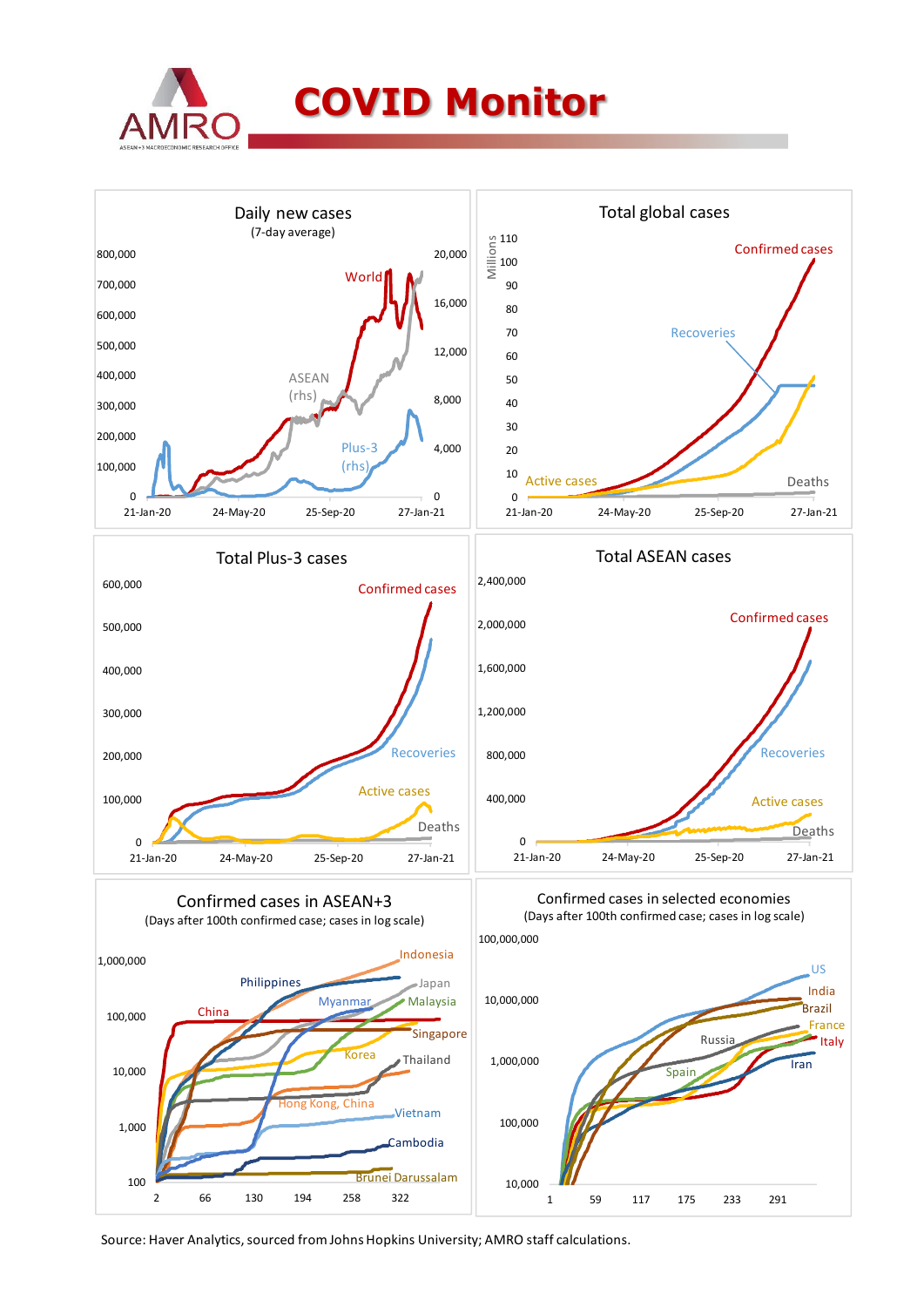# COVID Monitor

AMRO

ASEAN+3 MACROECONOMIC RESEARCH OFFICE

Daily new cases
(7-day average)

800,000
700,000
600,000
500,000
400,000
300,000
200,000
100,000
0

20,000
16,000
12,000
8,000
4,000
0

World
ASEAN (rhs)
Plus-3 (rhs)

21-Jan-20
24-May-20
25-Sep-20
27-Jan-21

Total global cases

Millions
110
100
90
80
70
60
50
40
30
20
10
0

Confirmed cases
Recoveries
Active cases
Deaths

21-Jan-20
24-May-20
25-Sep-20
27-Jan-21

Total Plus-3 cases

600,000
500,000
400,000
300,000
200,000
100,000
0

Confirmed cases
Recoveries
Active cases
Deaths

21-Jan-20
24-May-20
25-Sep-20
27-Jan-21

Total ASEAN cases

2,400,000
2,000,000
1,600,000
1,200,000
800,000
400,000
0

Confirmed cases
Recoveries
Active cases
Deaths

21-Jan-20
24-May-20
25-Sep-20
27-Jan-21

Confirmed cases in ASEAN+3
(Days after 100th confirmed case; cases in log scale)

1,000,000
100,000
10,000
1,000
100

Indonesia
Philippines
Japan
Myanmar
Malaysia
China
Singapore
Korea
Thailand
Hong Kong, China
Vietnam
Cambodia
Brunei Darussalam

2
66
130
194
258
322

Confirmed cases in selected economies
(Days after 100th confirmed case; cases in log scale)

100,000,000
10,000,000
1,000,000
100,000
10,000

US
India
Brazil
France
Russia
Italy
Spain
Iran

1
59
117
175
233
291

Source: Haver Analytics, sourced from Johns Hopkins University; AMRO staff calculations.